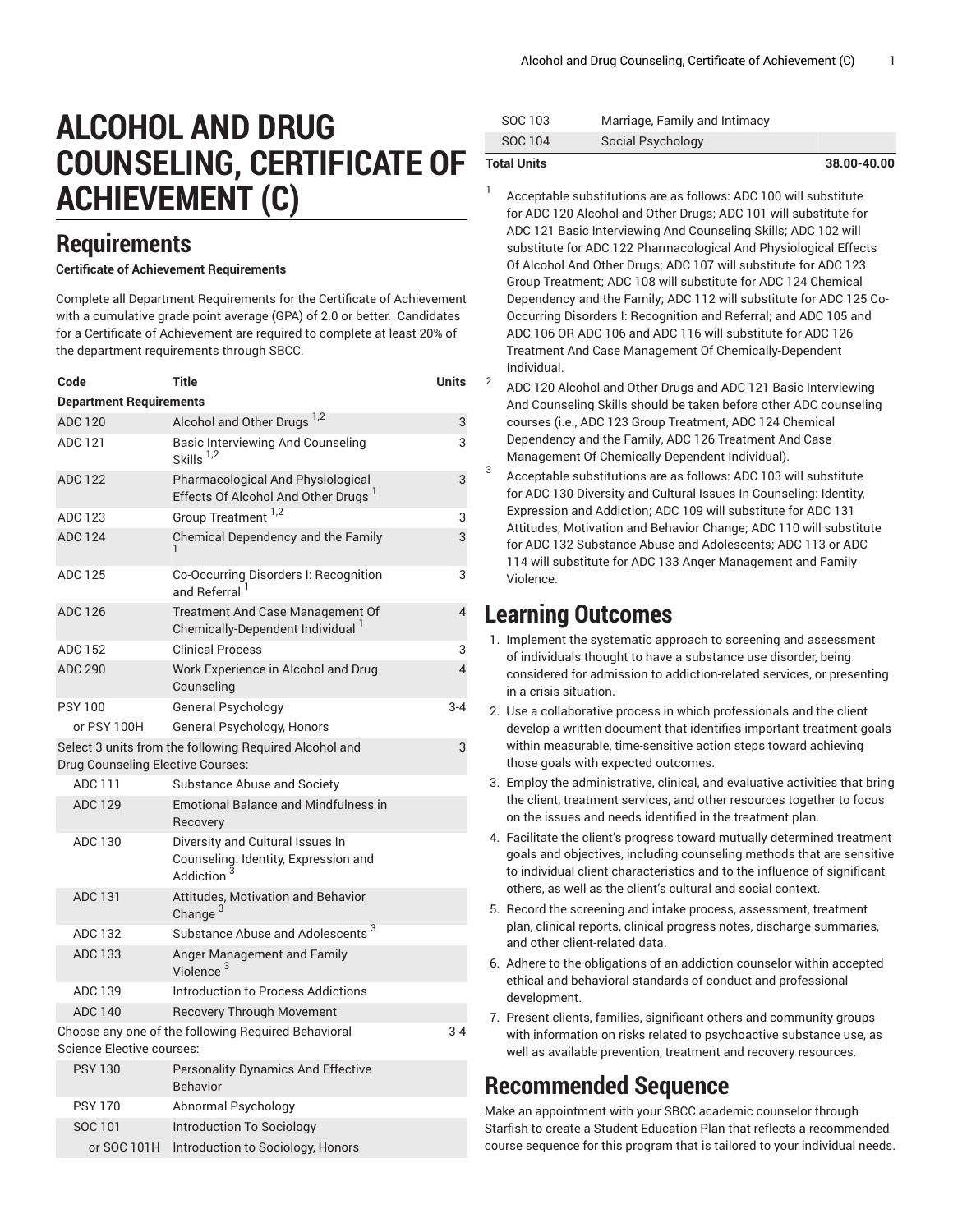# ALCOHOL AND DRUG COUNSELING, CERTIFICATE OF ACHIEVEMENT (C)

## Requirements

**Certificate of Achievement Requirements**

Complete all Department Requirements for the Certificate of Achievement with a cumulative grade point average (GPA) of 2.0 or better. Candidates for a Certificate of Achievement are required to complete at least 20% of the department requirements through SBCC.

| Code | Title | Units |
|---|---|---|
| **Department Requirements** | | |
| ADC 120 | Alcohol and Other Drugs [1,2] | 3 |
| ADC 121 | Basic Interviewing And Counseling Skills [1,2] | 3 |
| ADC 122 | Pharmacological And Physiological Effects Of Alcohol And Other Drugs [1] | 3 |
| ADC 123 | Group Treatment [1,2] | 3 |
| ADC 124 | Chemical Dependency and the Family [1] | 3 |
| ADC 125 | Co-Occurring Disorders I: Recognition and Referral [1] | 3 |
| ADC 126 | Treatment And Case Management Of Chemically-Dependent Individual [1] | 4 |
| ADC 152 | Clinical Process | 3 |
| ADC 290 | Work Experience in Alcohol and Drug Counseling | 4 |
| PSY 100 | General Psychology | 3-4 |
| or PSY 100H | General Psychology, Honors | |
| Select 3 units from the following Required Alcohol and Drug Counseling Elective Courses: | | 3 |
| ADC 111 | Substance Abuse and Society | |
| ADC 129 | Emotional Balance and Mindfulness in Recovery | |
| ADC 130 | Diversity and Cultural Issues In Counseling: Identity, Expression and Addiction [3] | |
| ADC 131 | Attitudes, Motivation and Behavior Change [3] | |
| ADC 132 | Substance Abuse and Adolescents [3] | |
| ADC 133 | Anger Management and Family Violence [3] | |
| ADC 139 | Introduction to Process Addictions | |
| ADC 140 | Recovery Through Movement | |
| Choose any one of the following Required Behavioral Science Elective courses: | | 3-4 |
| PSY 130 | Personality Dynamics And Effective Behavior | |
| PSY 170 | Abnormal Psychology | |
| SOC 101 | Introduction To Sociology | |
| or SOC 101H | Introduction to Sociology, Honors | |
| SOC 103 | Marriage, Family and Intimacy | |
| SOC 104 | Social Psychology | |
| **Total Units** | | **38.00-40.00** |

1. Acceptable substitutions are as follows: ADC 100 will substitute for ADC 120 Alcohol and Other Drugs; ADC 101 will substitute for ADC 121 Basic Interviewing And Counseling Skills; ADC 102 will substitute for ADC 122 Pharmacological And Physiological Effects Of Alcohol And Other Drugs; ADC 107 will substitute for ADC 123 Group Treatment; ADC 108 will substitute for ADC 124 Chemical Dependency and the Family; ADC 112 will substitute for ADC 125 Co-Occurring Disorders I: Recognition and Referral; and ADC 105 and ADC 106 OR ADC 106 and ADC 116 will substitute for ADC 126 Treatment And Case Management Of Chemically-Dependent Individual.
2. ADC 120 Alcohol and Other Drugs and ADC 121 Basic Interviewing And Counseling Skills should be taken before other ADC counseling courses (i.e., ADC 123 Group Treatment, ADC 124 Chemical Dependency and the Family, ADC 126 Treatment And Case Management Of Chemically-Dependent Individual).
3. Acceptable substitutions are as follows: ADC 103 will substitute for ADC 130 Diversity and Cultural Issues In Counseling: Identity, Expression and Addiction; ADC 109 will substitute for ADC 131 Attitudes, Motivation and Behavior Change; ADC 110 will substitute for ADC 132 Substance Abuse and Adolescents; ADC 113 or ADC 114 will substitute for ADC 133 Anger Management and Family Violence.

## Learning Outcomes

1. Implement the systematic approach to screening and assessment of individuals thought to have a substance use disorder, being considered for admission to addiction-related services, or presenting in a crisis situation.
2. Use a collaborative process in which professionals and the client develop a written document that identifies important treatment goals within measurable, time-sensitive action steps toward achieving those goals with expected outcomes.
3. Employ the administrative, clinical, and evaluative activities that bring the client, treatment services, and other resources together to focus on the issues and needs identified in the treatment plan.
4. Facilitate the client's progress toward mutually determined treatment goals and objectives, including counseling methods that are sensitive to individual client characteristics and to the influence of significant others, as well as the client's cultural and social context.
5. Record the screening and intake process, assessment, treatment plan, clinical reports, clinical progress notes, discharge summaries, and other client-related data.
6. Adhere to the obligations of an addiction counselor within accepted ethical and behavioral standards of conduct and professional development.
7. Present clients, families, significant others and community groups with information on risks related to psychoactive substance use, as well as available prevention, treatment and recovery resources.

## Recommended Sequence

Make an appointment with your SBCC academic counselor through Starfish to create a Student Education Plan that reflects a recommended course sequence for this program that is tailored to your individual needs.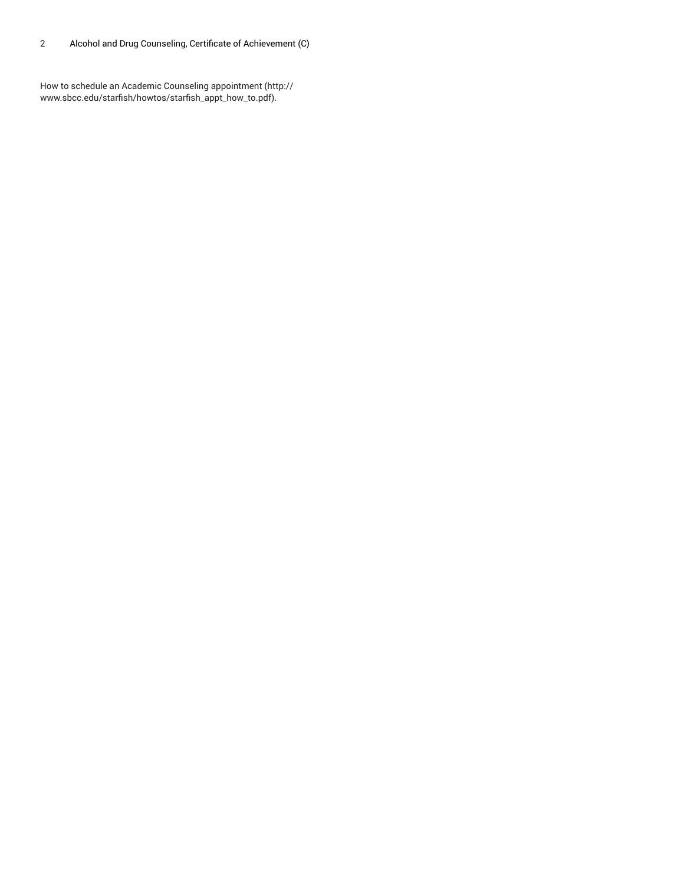How to schedule an Academic Counseling appointment (http://www.sbcc.edu/starfish/howtos/starfish_appt_how_to.pdf).